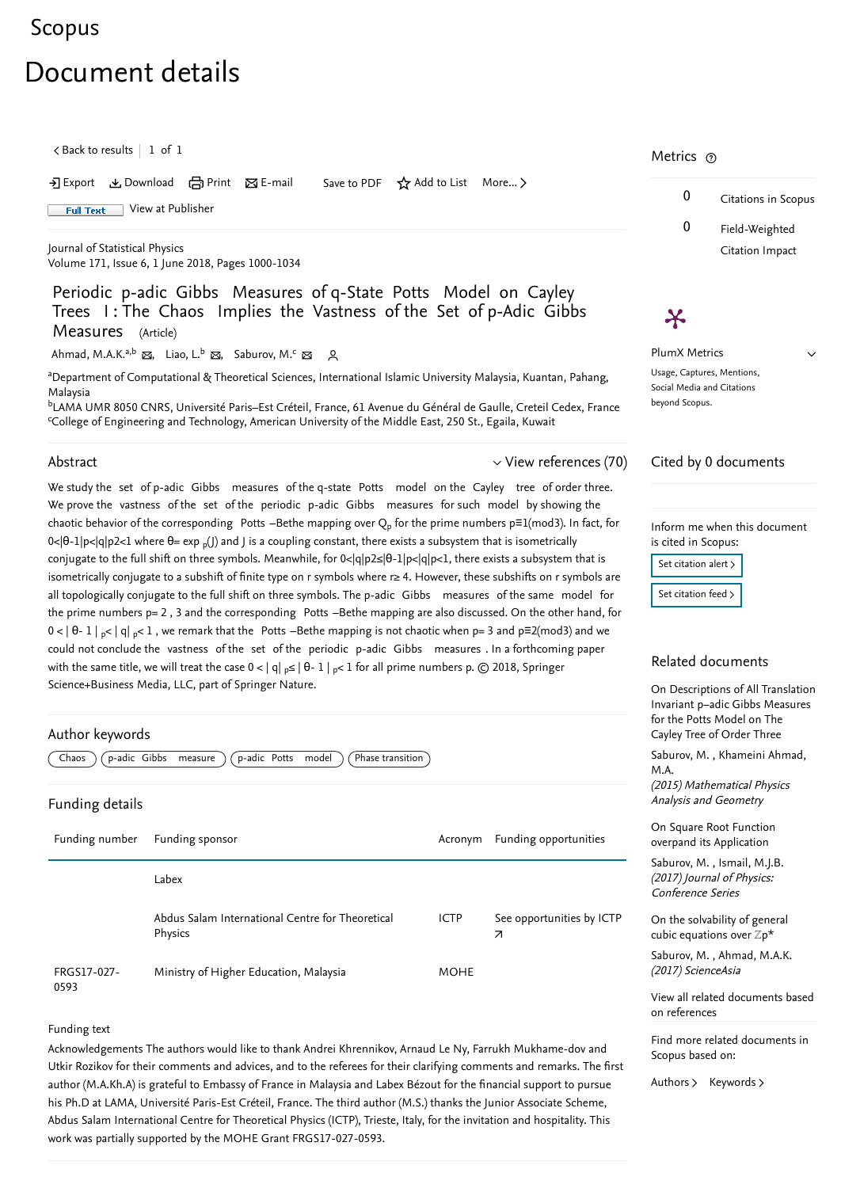Scopus

# Document details

< Back to results | 1 of 1

Export Download Print E-mail Save to PDF Add to List More...

Full Text View at Publisher

Journal of Statistical Physics
Volume 171, Issue 6, 1 June 2018, Pages 1000-1034

## Periodic p-adic Gibbs Measures of q-State Potts Model on Cayley Trees I: The Chaos Implies the Vastness of the Set of p-Adic Gibbs Measures (Article)

Ahmad, M.A.K.[a,b], Liao, L.[b], Saburov, M.[c]

[a]Department of Computational & Theoretical Sciences, International Islamic University Malaysia, Kuantan, Pahang, Malaysia
[b]LAMA UMR 8050 CNRS, Université Paris–Est Créteil, France, 61 Avenue du Général de Gaulle, Creteil Cedex, France
[c]College of Engineering and Technology, American University of the Middle East, 250 St., Egaila, Kuwait

### Abstract

View references (70)

We study the set of p-adic Gibbs measures of the q-state Potts model on the Cayley tree of order three. We prove the vastness of the set of the periodic p-adic Gibbs measures for such model by showing the chaotic behavior of the corresponding Potts –Bethe mapping over $Q_p$ for the prime numbers $p\equiv1(\mathrm{mod}3)$. In fact, for $0<|\theta-1|_p<|q|_p2<1$ where $\theta = \exp_p(J)$ and J is a coupling constant, there exists a subsystem that is isometrically conjugate to the full shift on three symbols. Meanwhile, for $0<|q|_p2\leq|\theta-1|_p<|q|_p<1$, there exists a subsystem that is isometrically conjugate to a subshift of finite type on r symbols where $r\geq 4$. However, these subshifts on r symbols are all topologically conjugate to the full shift on three symbols. The p-adic Gibbs measures of the same model for the prime numbers p= 2 , 3 and the corresponding Potts –Bethe mapping are also discussed. On the other hand, for $0<|\theta-1|_p<|q|_p<1$, we remark that the Potts –Bethe mapping is not chaotic when p= 3 and $p\equiv2(\mathrm{mod}3)$ and we could not conclude the vastness of the set of the periodic p-adic Gibbs measures . In a forthcoming paper with the same title, we will treat the case $0<|q|_p\leq|\theta-1|_p<1$ for all prime numbers p. © 2018, Springer Science+Business Media, LLC, part of Springer Nature.

### Author keywords

Chaos | p-adic Gibbs measure | p-adic Potts model | Phase transition

### Funding details

| Funding number | Funding sponsor | Acronym | Funding opportunities |
|---|---|---|---|
| | Labex | | |
| | Abdus Salam International Centre for Theoretical Physics | ICTP | See opportunities by ICTP |
| FRGS17-027-0593 | Ministry of Higher Education, Malaysia | MOHE | |

Funding text

Acknowledgements The authors would like to thank Andrei Khrennikov, Arnaud Le Ny, Farrukh Mukhame-dov and Utkir Rozikov for their comments and advices, and to the referees for their clarifying comments and remarks. The first author (M.A.Kh.A) is grateful to Embassy of France in Malaysia and Labex Bézout for the financial support to pursue his Ph.D at LAMA, Université Paris-Est Créteil, France. The third author (M.S.) thanks the Junior Associate Scheme, Abdus Salam International Centre for Theoretical Physics (ICTP), Trieste, Italy, for the invitation and hospitality. This work was partially supported by the MOHE Grant FRGS17-027-0593.

### Metrics

0 Citations in Scopus

0 Field-Weighted Citation Impact

PlumX Metrics

Usage, Captures, Mentions, Social Media and Citations beyond Scopus.

### Cited by 0 documents

Inform me when this document is cited in Scopus:

Set citation alert >

Set citation feed >

### Related documents

On Descriptions of All Translation Invariant p–adic Gibbs Measures for the Potts Model on The Cayley Tree of Order Three
Saburov, M. , Khameini Ahmad, M.A.
*(2015) Mathematical Physics Analysis and Geometry*

On Square Root Function overpand its Application
Saburov, M. , Ismail, M.J.B.
*(2017) Journal of Physics: Conference Series*

On the solvability of general cubic equations over $\mathbb{Z}p^*$
Saburov, M. , Ahmad, M.A.K.
*(2017) ScienceAsia*

View all related documents based on references

Find more related documents in Scopus based on:

Authors > Keywords >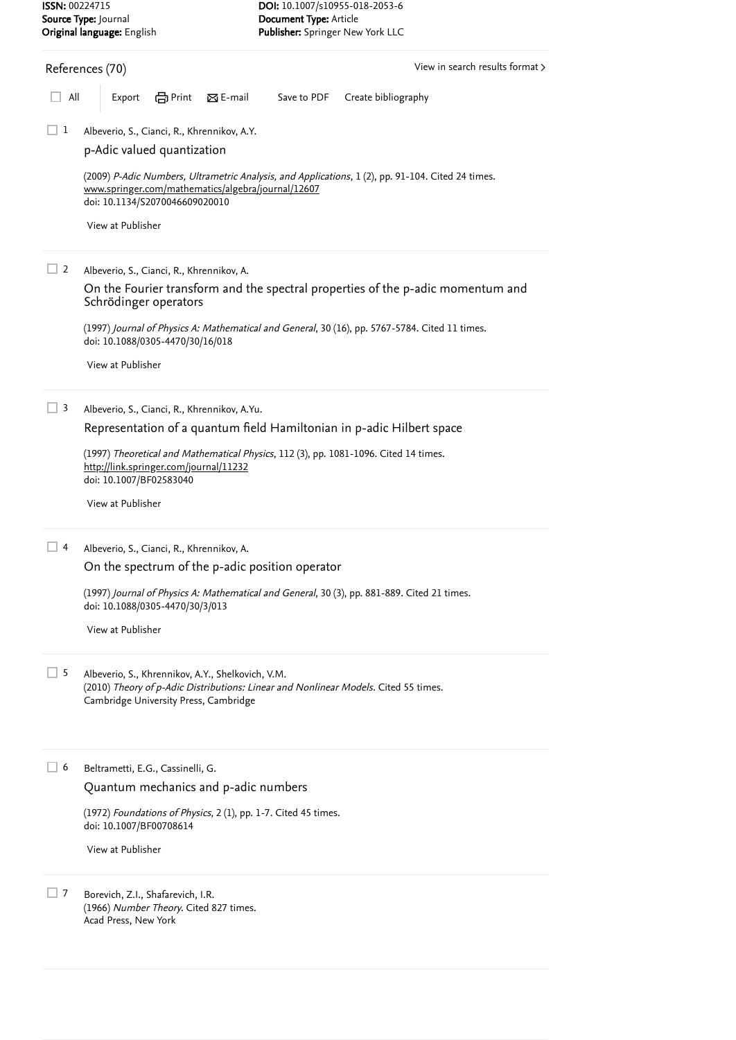**ISSN:** 00224715
**Source Type:** Journal
**Original language:** English

**DOI:** 10.1007/s10955-018-2053-6
**Document Type:** Article
**Publisher:** Springer New York LLC

## References (70)

View in search results format >

All | Export | Print | E-mail | Save to PDF | Create bibliography

1. Albeverio, S., Cianci, R., Khrennikov, A.Y.
   p-Adic valued quantization
   (2009) *P-Adic Numbers, Ultrametric Analysis, and Applications*, 1 (2), pp. 91-104. Cited 24 times.
   www.springer.com/mathematics/algebra/journal/12607
   doi: 10.1134/S2070046609020010
   View at Publisher

2. Albeverio, S., Cianci, R., Khrennikov, A.
   On the Fourier transform and the spectral properties of the p-adic momentum and Schrödinger operators
   (1997) *Journal of Physics A: Mathematical and General*, 30 (16), pp. 5767-5784. Cited 11 times.
   doi: 10.1088/0305-4470/30/16/018
   View at Publisher

3. Albeverio, S., Cianci, R., Khrennikov, A.Yu.
   Representation of a quantum field Hamiltonian in p-adic Hilbert space
   (1997) *Theoretical and Mathematical Physics*, 112 (3), pp. 1081-1096. Cited 14 times.
   http://link.springer.com/journal/11232
   doi: 10.1007/BF02583040
   View at Publisher

4. Albeverio, S., Cianci, R., Khrennikov, A.
   On the spectrum of the p-adic position operator
   (1997) *Journal of Physics A: Mathematical and General*, 30 (3), pp. 881-889. Cited 21 times.
   doi: 10.1088/0305-4470/30/3/013
   View at Publisher

5. Albeverio, S., Khrennikov, A.Y., Shelkovich, V.M.
   (2010) *Theory of p-Adic Distributions: Linear and Nonlinear Models*. Cited 55 times.
   Cambridge University Press, Cambridge

6. Beltrametti, E.G., Cassinelli, G.
   Quantum mechanics and p-adic numbers
   (1972) *Foundations of Physics*, 2 (1), pp. 1-7. Cited 45 times.
   doi: 10.1007/BF00708614
   View at Publisher

7. Borevich, Z.I., Shafarevich, I.R.
   (1966) *Number Theory*. Cited 827 times.
   Acad Press, New York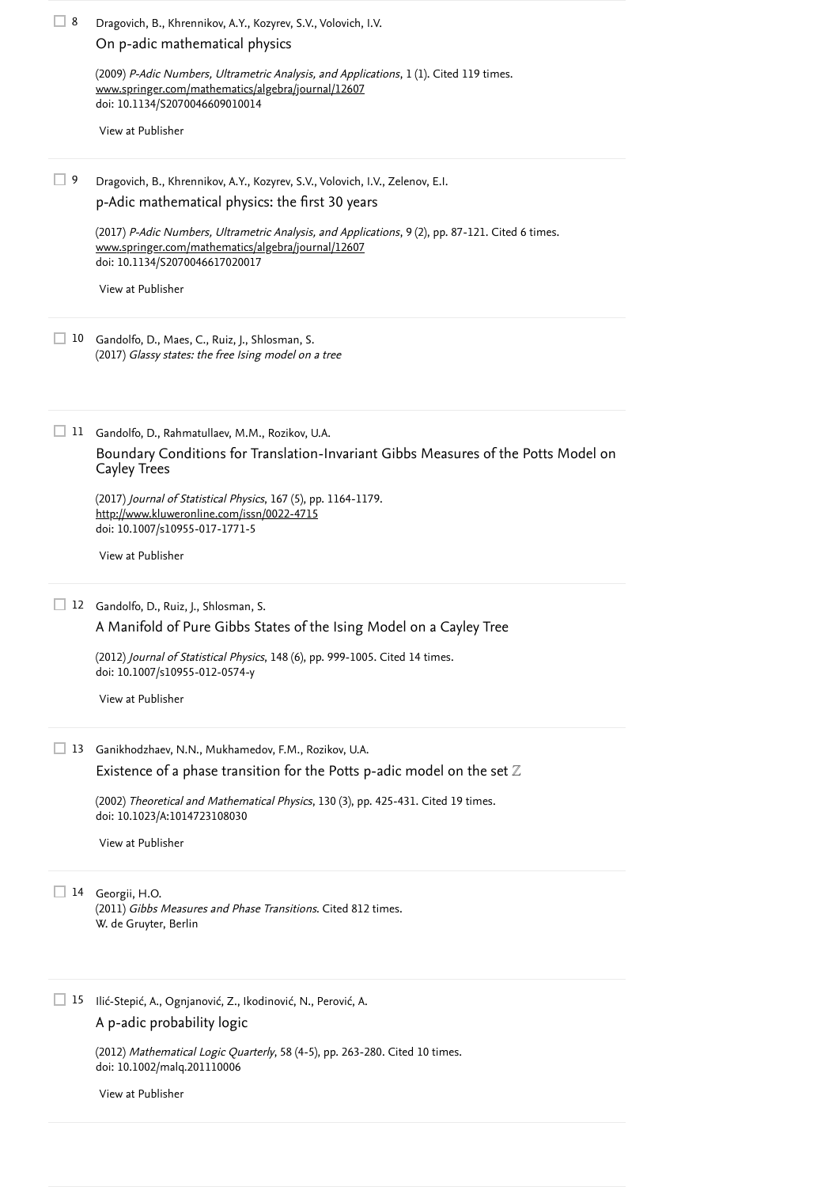8 Dragovich, B., Khrennikov, A.Y., Kozyrev, S.V., Volovich, I.V.

On p-adic mathematical physics

(2009) *P-Adic Numbers, Ultrametric Analysis, and Applications*, 1 (1). Cited 119 times.
www.springer.com/mathematics/algebra/journal/12607
doi: 10.1134/S2070046609010014

View at Publisher

9 Dragovich, B., Khrennikov, A.Y., Kozyrev, S.V., Volovich, I.V., Zelenov, E.I.

p-Adic mathematical physics: the first 30 years

(2017) *P-Adic Numbers, Ultrametric Analysis, and Applications*, 9 (2), pp. 87-121. Cited 6 times.
www.springer.com/mathematics/algebra/journal/12607
doi: 10.1134/S2070046617020017

View at Publisher

10 Gandolfo, D., Maes, C., Ruiz, J., Shlosman, S.
(2017) *Glassy states: the free Ising model on a tree*

11 Gandolfo, D., Rahmatullaev, M.M., Rozikov, U.A.

Boundary Conditions for Translation-Invariant Gibbs Measures of the Potts Model on Cayley Trees

(2017) *Journal of Statistical Physics*, 167 (5), pp. 1164-1179.
http://www.kluweronline.com/issn/0022-4715
doi: 10.1007/s10955-017-1771-5

View at Publisher

12 Gandolfo, D., Ruiz, J., Shlosman, S.

A Manifold of Pure Gibbs States of the Ising Model on a Cayley Tree

(2012) *Journal of Statistical Physics*, 148 (6), pp. 999-1005. Cited 14 times.
doi: 10.1007/s10955-012-0574-y

View at Publisher

13 Ganikhodzhaev, N.N., Mukhamedov, F.M., Rozikov, U.A.

Existence of a phase transition for the Potts p-adic model on the set $\mathbb{Z}$

(2002) *Theoretical and Mathematical Physics*, 130 (3), pp. 425-431. Cited 19 times.
doi: 10.1023/A:1014723108030

View at Publisher

14 Georgii, H.O.
(2011) *Gibbs Measures and Phase Transitions*. Cited 812 times.
W. de Gruyter, Berlin

15 Ilić-Stepić, A., Ognjanović, Z., Ikodinović, N., Perović, A.

A p-adic probability logic

(2012) *Mathematical Logic Quarterly*, 58 (4-5), pp. 263-280. Cited 10 times.
doi: 10.1002/malq.201110006

View at Publisher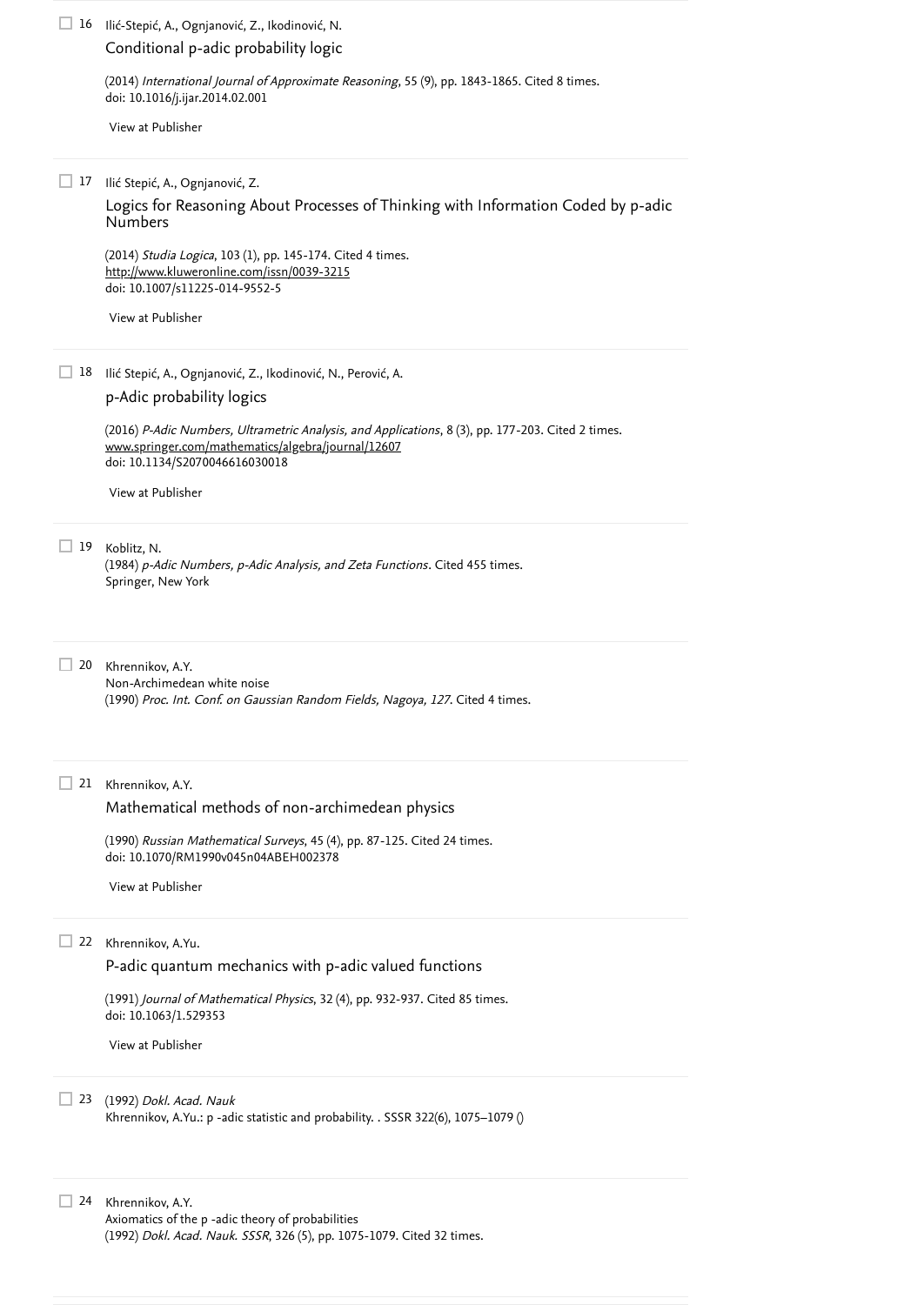16 Ilić-Stepić, A., Ognjanović, Z., Ikodinović, N.

Conditional p-adic probability logic

(2014) *International Journal of Approximate Reasoning*, 55 (9), pp. 1843-1865. Cited 8 times.
doi: 10.1016/j.ijar.2014.02.001

View at Publisher

17 Ilić Stepić, A., Ognjanović, Z.

Logics for Reasoning About Processes of Thinking with Information Coded by p-adic Numbers

(2014) *Studia Logica*, 103 (1), pp. 145-174. Cited 4 times.
http://www.kluweronline.com/issn/0039-3215
doi: 10.1007/s11225-014-9552-5

View at Publisher

18 Ilić Stepić, A., Ognjanović, Z., Ikodinović, N., Perović, A.

p-Adic probability logics

(2016) *P-Adic Numbers, Ultrametric Analysis, and Applications*, 8 (3), pp. 177-203. Cited 2 times.
www.springer.com/mathematics/algebra/journal/12607
doi: 10.1134/S2070046616030018

View at Publisher

19 Koblitz, N.
(1984) *p-Adic Numbers, p-Adic Analysis, and Zeta Functions*. Cited 455 times.
Springer, New York

20 Khrennikov, A.Y.
Non-Archimedean white noise
(1990) *Proc. Int. Conf. on Gaussian Random Fields, Nagoya, 127*. Cited 4 times.

21 Khrennikov, A.Y.

Mathematical methods of non-archimedean physics

(1990) *Russian Mathematical Surveys*, 45 (4), pp. 87-125. Cited 24 times.
doi: 10.1070/RM1990v045n04ABEH002378

View at Publisher

22 Khrennikov, A.Yu.

P-adic quantum mechanics with p-adic valued functions

(1991) *Journal of Mathematical Physics*, 32 (4), pp. 932-937. Cited 85 times.
doi: 10.1063/1.529353

View at Publisher

23 (1992) *Dokl. Acad. Nauk*
Khrennikov, A.Yu.: p -adic statistic and probability. . SSSR 322(6), 1075–1079 ()

24 Khrennikov, A.Y.
Axiomatics of the p -adic theory of probabilities
(1992) *Dokl. Acad. Nauk. SSSR*, 326 (5), pp. 1075-1079. Cited 32 times.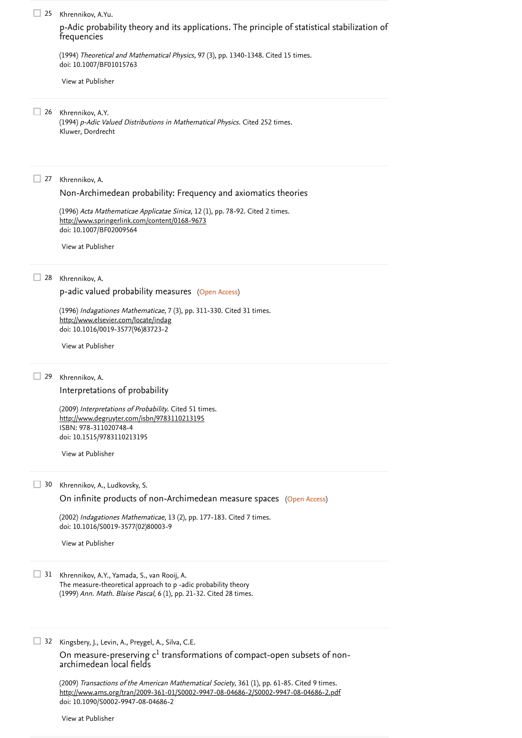25 Khrennikov, A.Yu.

p-Adic probability theory and its applications. The principle of statistical stabilization of frequencies

(1994) *Theoretical and Mathematical Physics*, 97 (3), pp. 1340-1348. Cited 15 times.
doi: 10.1007/BF01015763

View at Publisher

---

26 Khrennikov, A.Y.
(1994) *p-Adic Valued Distributions in Mathematical Physics*. Cited 252 times.
Kluwer, Dordrecht

---

27 Khrennikov, A.

Non-Archimedean probability: Frequency and axiomatics theories

(1996) *Acta Mathematicae Applicatae Sinica*, 12 (1), pp. 78-92. Cited 2 times.
http://www.springerlink.com/content/0168-9673
doi: 10.1007/BF02009564

View at Publisher

---

28 Khrennikov, A.

p-adic valued probability measures (Open Access)

(1996) *Indagationes Mathematicae*, 7 (3), pp. 311-330. Cited 31 times.
http://www.elsevier.com/locate/indag
doi: 10.1016/0019-3577(96)83723-2

View at Publisher

---

29 Khrennikov, A.

Interpretations of probability

(2009) *Interpretations of Probability*. Cited 51 times.
http://www.degruyter.com/isbn/9783110213195
ISBN: 978-311020748-4
doi: 10.1515/9783110213195

View at Publisher

---

30 Khrennikov, A., Ludkovsky, S.

On infinite products of non-Archimedean measure spaces (Open Access)

(2002) *Indagationes Mathematicae*, 13 (2), pp. 177-183. Cited 7 times.
doi: 10.1016/S0019-3577(02)80003-9

View at Publisher

---

31 Khrennikov, A.Y., Yamada, S., van Rooij, A.
The measure-theoretical approach to p -adic probability theory
(1999) *Ann. Math. Blaise Pascal*, 6 (1), pp. 21-32. Cited 28 times.

---

32 Kingsbery, J., Levin, A., Preygel, A., Silva, C.E.

On measure-preserving $c^1$ transformations of compact-open subsets of non-archimedean local fields

(2009) *Transactions of the American Mathematical Society*, 361 (1), pp. 61-85. Cited 9 times.
http://www.ams.org/tran/2009-361-01/S0002-9947-08-04686-2/S0002-9947-08-04686-2.pdf
doi: 10.1090/S0002-9947-08-04686-2

View at Publisher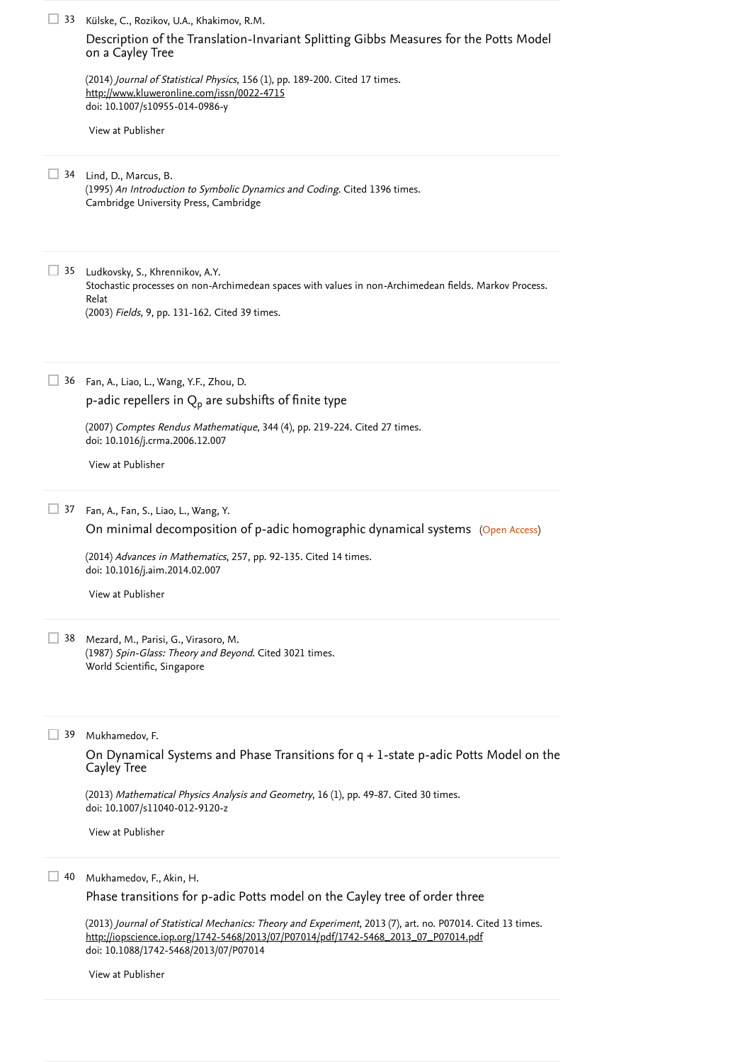33 Külske, C., Rozikov, U.A., Khakimov, R.M.

Description of the Translation-Invariant Splitting Gibbs Measures for the Potts Model on a Cayley Tree

(2014) *Journal of Statistical Physics*, 156 (1), pp. 189-200. Cited 17 times.
http://www.kluweronline.com/issn/0022-4715
doi: 10.1007/s10955-014-0986-y

View at Publisher

34 Lind, D., Marcus, B.
(1995) *An Introduction to Symbolic Dynamics and Coding*. Cited 1396 times.
Cambridge University Press, Cambridge

35 Ludkovsky, S., Khrennikov, A.Y.
Stochastic processes on non-Archimedean spaces with values in non-Archimedean fields. Markov Process. Relat
(2003) *Fields*, 9, pp. 131-162. Cited 39 times.

36 Fan, A., Liao, L., Wang, Y.F., Zhou, D.

p-adic repellers in $Q_p$ are subshifts of finite type

(2007) *Comptes Rendus Mathematique*, 344 (4), pp. 219-224. Cited 27 times.
doi: 10.1016/j.crma.2006.12.007

View at Publisher

37 Fan, A., Fan, S., Liao, L., Wang, Y.

On minimal decomposition of p-adic homographic dynamical systems (Open Access)

(2014) *Advances in Mathematics*, 257, pp. 92-135. Cited 14 times.
doi: 10.1016/j.aim.2014.02.007

View at Publisher

38 Mezard, M., Parisi, G., Virasoro, M.
(1987) *Spin-Glass: Theory and Beyond*. Cited 3021 times.
World Scientific, Singapore

39 Mukhamedov, F.

On Dynamical Systems and Phase Transitions for q + 1-state p-adic Potts Model on the Cayley Tree

(2013) *Mathematical Physics Analysis and Geometry*, 16 (1), pp. 49-87. Cited 30 times.
doi: 10.1007/s11040-012-9120-z

View at Publisher

40 Mukhamedov, F., Akin, H.

Phase transitions for p-adic Potts model on the Cayley tree of order three

(2013) *Journal of Statistical Mechanics: Theory and Experiment*, 2013 (7), art. no. P07014. Cited 13 times.
http://iopscience.iop.org/1742-5468/2013/07/P07014/pdf/1742-5468_2013_07_P07014.pdf
doi: 10.1088/1742-5468/2013/07/P07014

View at Publisher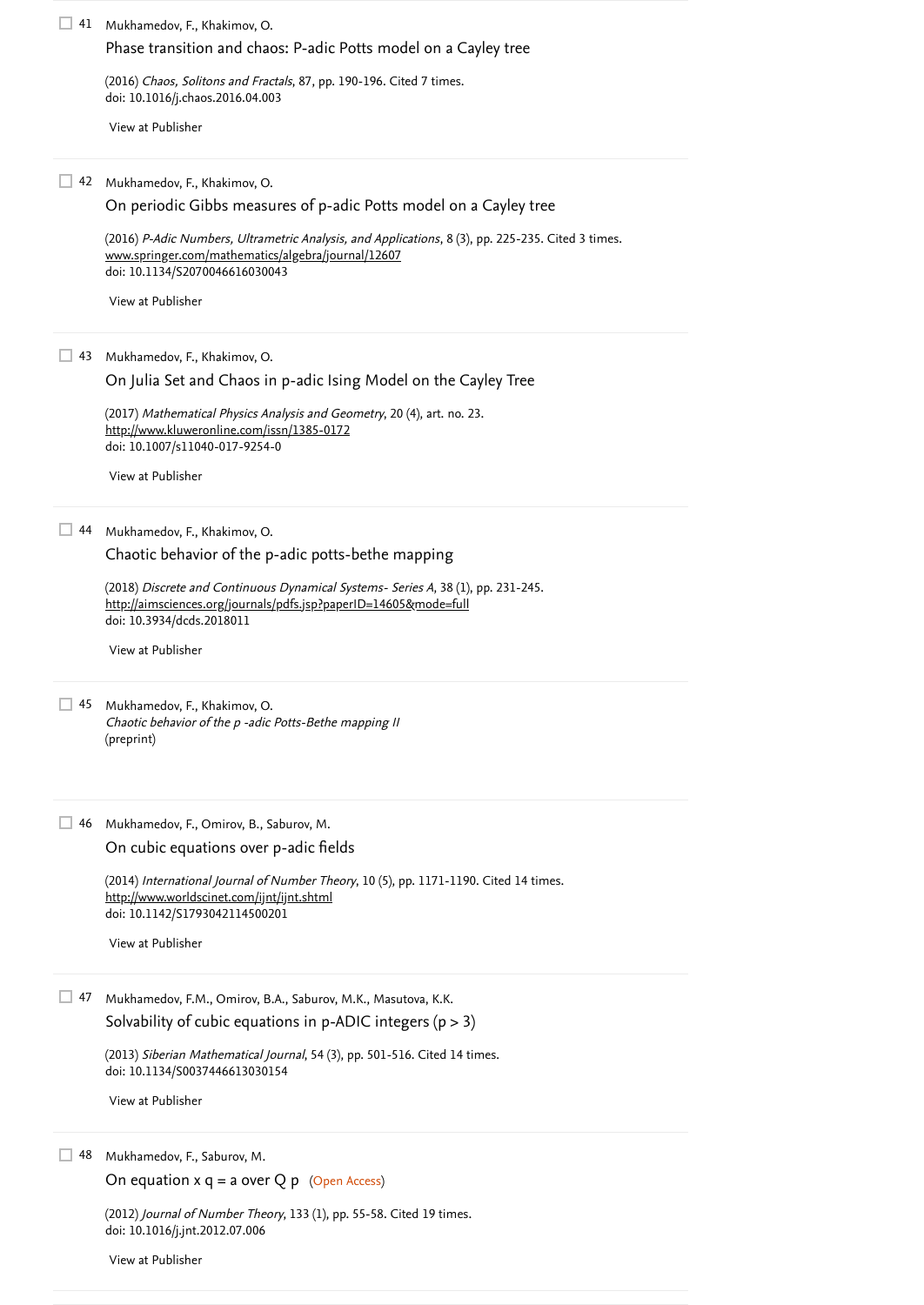41 Mukhamedov, F., Khakimov, O.

Phase transition and chaos: P-adic Potts model on a Cayley tree

(2016) *Chaos, Solitons and Fractals*, 87, pp. 190-196. Cited 7 times.
doi: 10.1016/j.chaos.2016.04.003

View at Publisher

42 Mukhamedov, F., Khakimov, O.

On periodic Gibbs measures of p-adic Potts model on a Cayley tree

(2016) *P-Adic Numbers, Ultrametric Analysis, and Applications*, 8 (3), pp. 225-235. Cited 3 times.
www.springer.com/mathematics/algebra/journal/12607
doi: 10.1134/S2070046616030043

View at Publisher

43 Mukhamedov, F., Khakimov, O.

On Julia Set and Chaos in p-adic Ising Model on the Cayley Tree

(2017) *Mathematical Physics Analysis and Geometry*, 20 (4), art. no. 23.
http://www.kluweronline.com/issn/1385-0172
doi: 10.1007/s11040-017-9254-0

View at Publisher

44 Mukhamedov, F., Khakimov, O.

Chaotic behavior of the p-adic potts-bethe mapping

(2018) *Discrete and Continuous Dynamical Systems- Series A*, 38 (1), pp. 231-245.
http://aimsciences.org/journals/pdfs.jsp?paperID=14605&mode=full
doi: 10.3934/dcds.2018011

View at Publisher

45 Mukhamedov, F., Khakimov, O.

*Chaotic behavior of the p -adic Potts-Bethe mapping II*
(preprint)

46 Mukhamedov, F., Omirov, B., Saburov, M.

On cubic equations over p-adic fields

(2014) *International Journal of Number Theory*, 10 (5), pp. 1171-1190. Cited 14 times.
http://www.worldscinet.com/ijnt/ijnt.shtml
doi: 10.1142/S1793042114500201

View at Publisher

47 Mukhamedov, F.M., Omirov, B.A., Saburov, M.K., Masutova, K.K.

Solvability of cubic equations in p-ADIC integers (p > 3)

(2013) *Siberian Mathematical Journal*, 54 (3), pp. 501-516. Cited 14 times.
doi: 10.1134/S0037446613030154

View at Publisher

48 Mukhamedov, F., Saburov, M.

On equation x q = a over Q p (Open Access)

(2012) *Journal of Number Theory*, 133 (1), pp. 55-58. Cited 19 times.
doi: 10.1016/j.jnt.2012.07.006

View at Publisher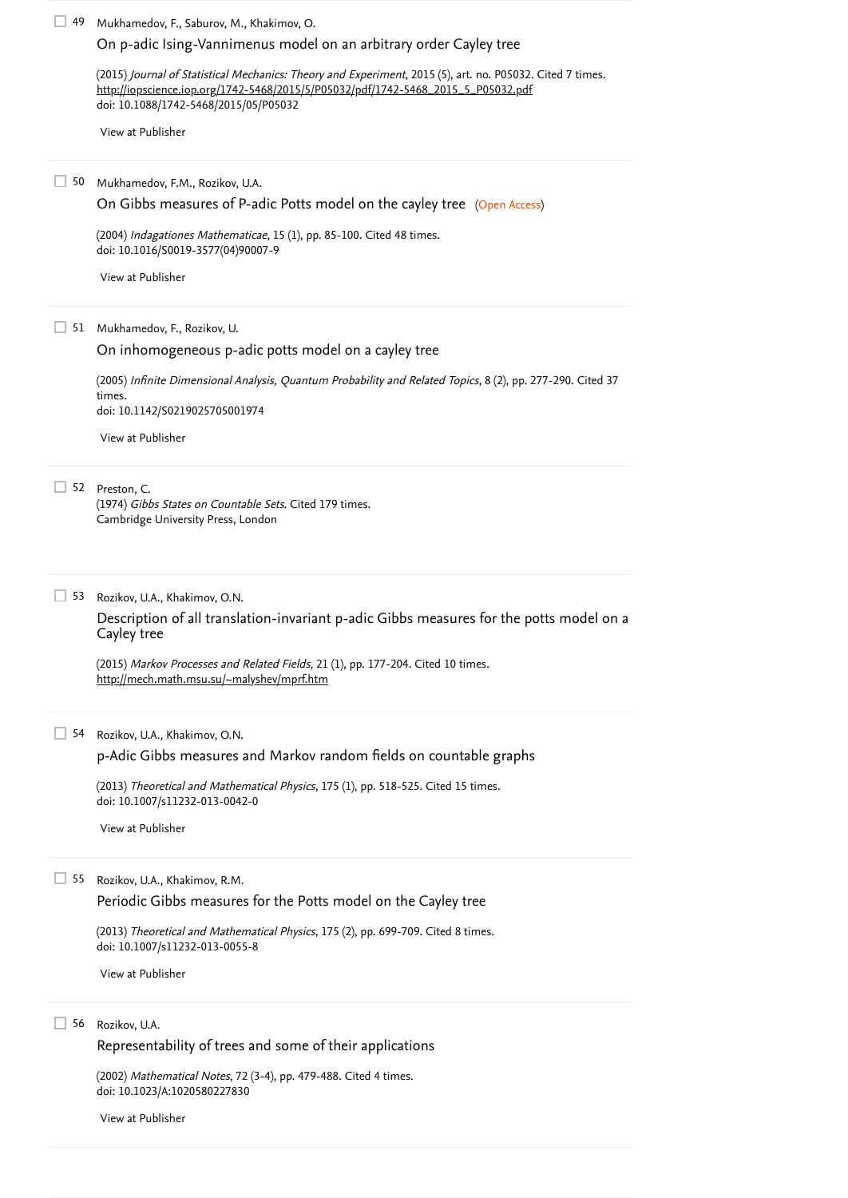49 Mukhamedov, F., Saburov, M., Khakimov, O.

On p-adic Ising-Vannimenus model on an arbitrary order Cayley tree

(2015) *Journal of Statistical Mechanics: Theory and Experiment*, 2015 (5), art. no. P05032. Cited 7 times.
http://iopscience.iop.org/1742-5468/2015/5/P05032/pdf/1742-5468_2015_5_P05032.pdf
doi: 10.1088/1742-5468/2015/05/P05032

View at Publisher

50 Mukhamedov, F.M., Rozikov, U.A.

On Gibbs measures of P-adic Potts model on the cayley tree (Open Access)

(2004) *Indagationes Mathematicae*, 15 (1), pp. 85-100. Cited 48 times.
doi: 10.1016/S0019-3577(04)90007-9

View at Publisher

51 Mukhamedov, F., Rozikov, U.

On inhomogeneous p-adic potts model on a cayley tree

(2005) *Infinite Dimensional Analysis, Quantum Probability and Related Topics*, 8 (2), pp. 277-290. Cited 37 times.
doi: 10.1142/S0219025705001974

View at Publisher

52 Preston, C.

(1974) *Gibbs States on Countable Sets*. Cited 179 times.
Cambridge University Press, London

53 Rozikov, U.A., Khakimov, O.N.

Description of all translation-invariant p-adic Gibbs measures for the potts model on a Cayley tree

(2015) *Markov Processes and Related Fields*, 21 (1), pp. 177-204. Cited 10 times.
http://mech.math.msu.su/~malyshev/mprf.htm

54 Rozikov, U.A., Khakimov, O.N.

p-Adic Gibbs measures and Markov random fields on countable graphs

(2013) *Theoretical and Mathematical Physics*, 175 (1), pp. 518-525. Cited 15 times.
doi: 10.1007/s11232-013-0042-0

View at Publisher

55 Rozikov, U.A., Khakimov, R.M.

Periodic Gibbs measures for the Potts model on the Cayley tree

(2013) *Theoretical and Mathematical Physics*, 175 (2), pp. 699-709. Cited 8 times.
doi: 10.1007/s11232-013-0055-8

View at Publisher

56 Rozikov, U.A.

Representability of trees and some of their applications

(2002) *Mathematical Notes*, 72 (3-4), pp. 479-488. Cited 4 times.
doi: 10.1023/A:1020580227830

View at Publisher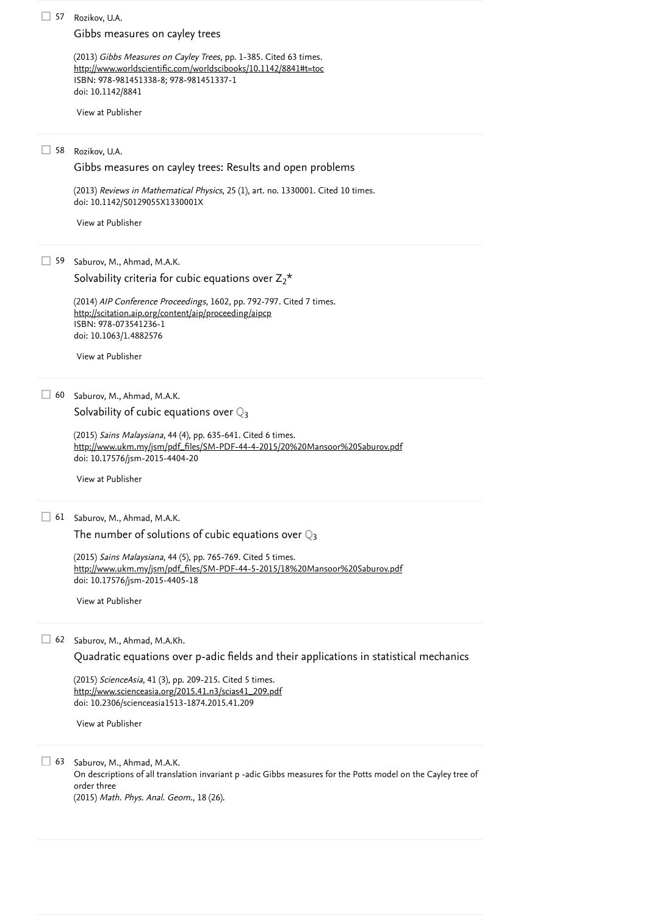57 Rozikov, U.A.

Gibbs measures on cayley trees

(2013) *Gibbs Measures on Cayley Trees*, pp. 1-385. Cited 63 times.
http://www.worldscientific.com/worldscibooks/10.1142/8841#t=toc
ISBN: 978-981451338-8; 978-981451337-1
doi: 10.1142/8841

View at Publisher

---

58 Rozikov, U.A.

Gibbs measures on cayley trees: Results and open problems

(2013) *Reviews in Mathematical Physics*, 25 (1), art. no. 1330001. Cited 10 times.
doi: 10.1142/S0129055X1330001X

View at Publisher

---

59 Saburov, M., Ahmad, M.A.K.

Solvability criteria for cubic equations over $Z_2^*$

(2014) *AIP Conference Proceedings*, 1602, pp. 792-797. Cited 7 times.
http://scitation.aip.org/content/aip/proceeding/aipcp
ISBN: 978-073541236-1
doi: 10.1063/1.4882576

View at Publisher

---

60 Saburov, M., Ahmad, M.A.K.

Solvability of cubic equations over $\mathbb{Q}_3$

(2015) *Sains Malaysiana*, 44 (4), pp. 635-641. Cited 6 times.
http://www.ukm.my/jsm/pdf_files/SM-PDF-44-4-2015/20%20Mansoor%20Saburov.pdf
doi: 10.17576/jsm-2015-4404-20

View at Publisher

---

61 Saburov, M., Ahmad, M.A.K.

The number of solutions of cubic equations over $\mathbb{Q}_3$

(2015) *Sains Malaysiana*, 44 (5), pp. 765-769. Cited 5 times.
http://www.ukm.my/jsm/pdf_files/SM-PDF-44-5-2015/18%20Mansoor%20Saburov.pdf
doi: 10.17576/jsm-2015-4405-18

View at Publisher

---

62 Saburov, M., Ahmad, M.A.Kh.

Quadratic equations over p-adic fields and their applications in statistical mechanics

(2015) *ScienceAsia*, 41 (3), pp. 209-215. Cited 5 times.
http://www.scienceasia.org/2015.41.n3/scias41_209.pdf
doi: 10.2306/scienceasia1513-1874.2015.41.209

View at Publisher

---

63 Saburov, M., Ahmad, M.A.K.

On descriptions of all translation invariant p -adic Gibbs measures for the Potts model on the Cayley tree of order three

(2015) *Math. Phys. Anal. Geom.*, 18 (26).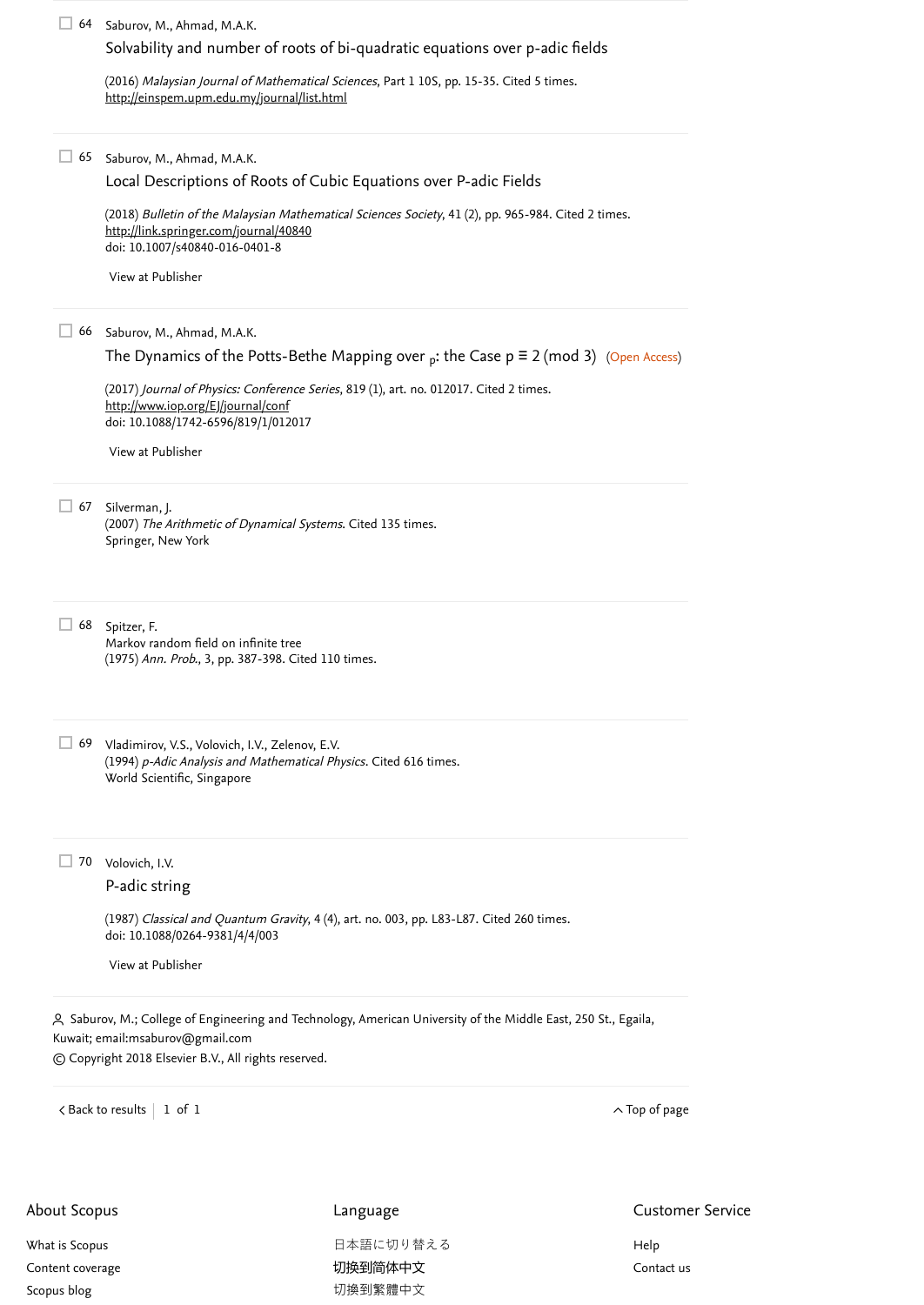64 Saburov, M., Ahmad, M.A.K.

Solvability and number of roots of bi-quadratic equations over p-adic fields

(2016) *Malaysian Journal of Mathematical Sciences*, Part 1 10S, pp. 15-35. Cited 5 times.
http://einspem.upm.edu.my/journal/list.html

65 Saburov, M., Ahmad, M.A.K.

Local Descriptions of Roots of Cubic Equations over P-adic Fields

(2018) *Bulletin of the Malaysian Mathematical Sciences Society*, 41 (2), pp. 965-984. Cited 2 times.
http://link.springer.com/journal/40840
doi: 10.1007/s40840-016-0401-8

View at Publisher

66 Saburov, M., Ahmad, M.A.K.

The Dynamics of the Potts-Bethe Mapping over $_p$: the Case p ≡ 2 (mod 3) (Open Access)

(2017) *Journal of Physics: Conference Series*, 819 (1), art. no. 012017. Cited 2 times.
http://www.iop.org/EJ/journal/conf
doi: 10.1088/1742-6596/819/1/012017

View at Publisher

67 Silverman, J.
(2007) *The Arithmetic of Dynamical Systems*. Cited 135 times.
Springer, New York

68 Spitzer, F.
Markov random field on infinite tree
(1975) *Ann. Prob.*, 3, pp. 387-398. Cited 110 times.

69 Vladimirov, V.S., Volovich, I.V., Zelenov, E.V.
(1994) *p-Adic Analysis and Mathematical Physics*. Cited 616 times.
World Scientific, Singapore

70 Volovich, I.V.

P-adic string

(1987) *Classical and Quantum Gravity*, 4 (4), art. no. 003, pp. L83-L87. Cited 260 times.
doi: 10.1088/0264-9381/4/4/003

View at Publisher

Saburov, M.; College of Engineering and Technology, American University of the Middle East, 250 St., Egaila, Kuwait; email:msaburov@gmail.com

© Copyright 2018 Elsevier B.V., All rights reserved.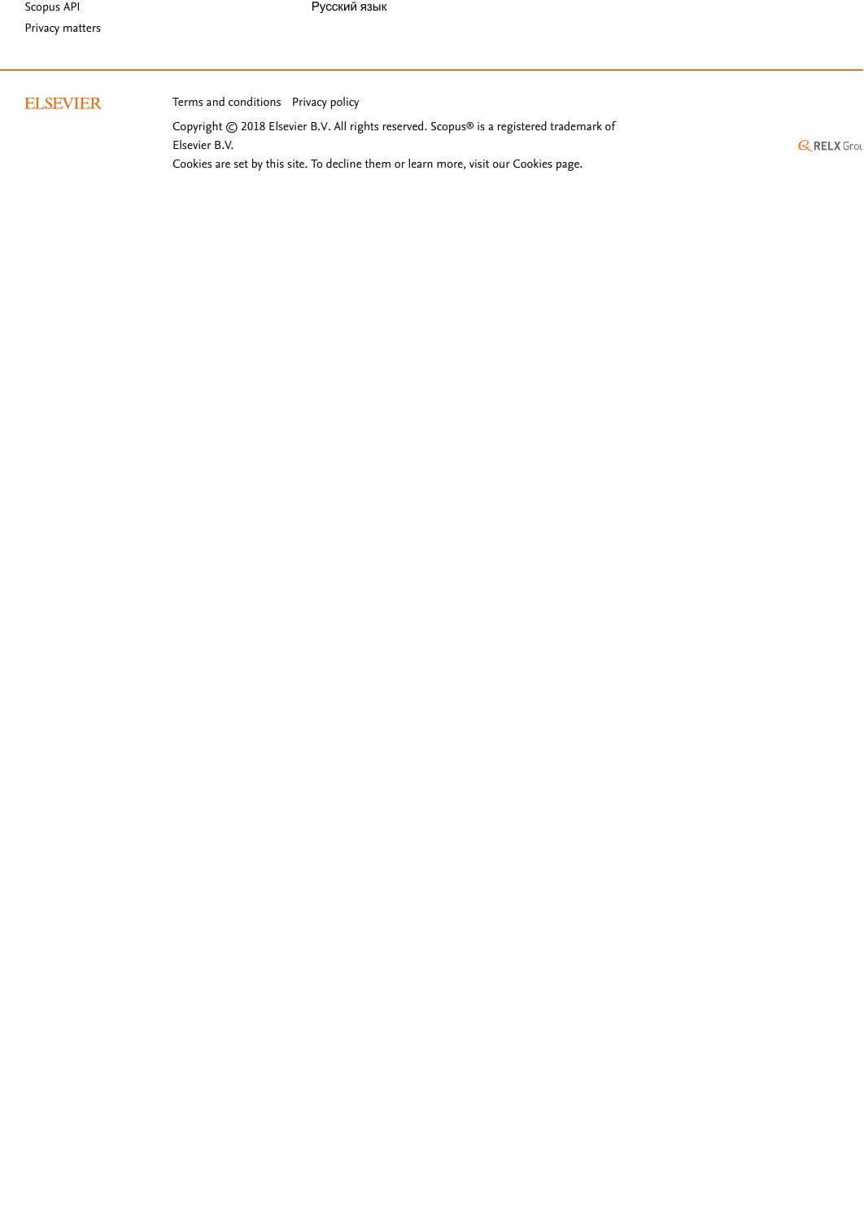Scopus API

Русский язык

Privacy matters

ELSEVIER

Terms and conditions   Privacy policy

Copyright © 2018 Elsevier B.V. All rights reserved. Scopus® is a registered trademark of Elsevier B.V.

Cookies are set by this site. To decline them or learn more, visit our Cookies page.

RELX Grou